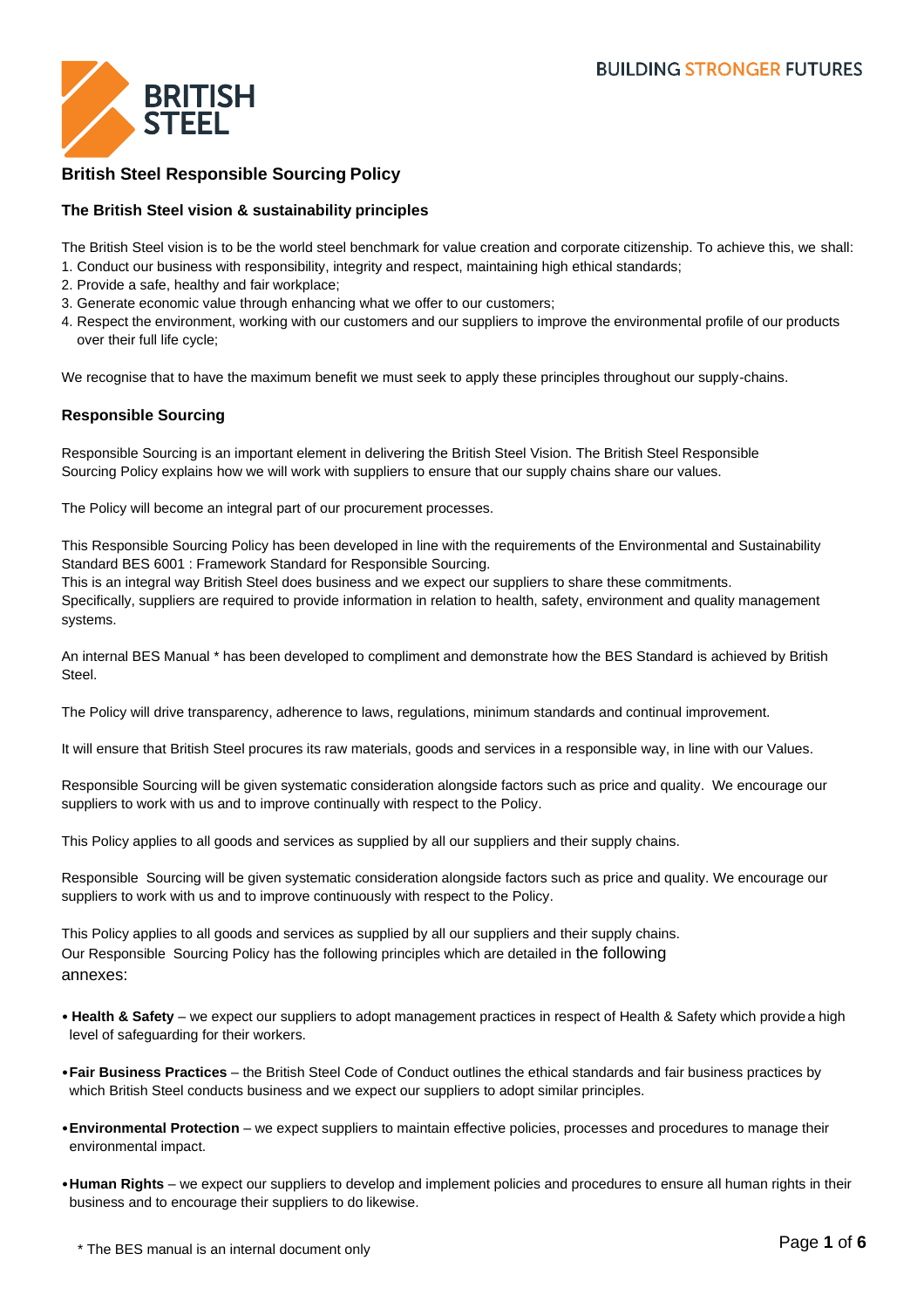# British Steel Responsible Sourcing Policy

## The British Steel vision & sustainability principles

The British Steel vision is to be the world steel benchmark for value creation and corporate citizenship. To achieve this, we shall:

1. Conduct our business with responsibility, integrity and respect, maintaining high ethical standards;
2. Provide a safe, healthy and fair workplace;
3. Generate economic value through enhancing what we offer to our customers;
4. Respect the environment, working with our customers and our suppliers to improve the environmental profile of our products over their full life cycle;

We recognise that to have the maximum benefit we must seek to apply these principles throughout our supply-chains.

## Responsible Sourcing

Responsible Sourcing is an important element in delivering the British Steel Vision. The British Steel Responsible Sourcing Policy explains how we will work with suppliers to ensure that our supply chains share our values.

The Policy will become an integral part of our procurement processes.

This Responsible Sourcing Policy has been developed in line with the requirements of the Environmental and Sustainability Standard BES 6001 : Framework Standard for Responsible Sourcing.
This is an integral way British Steel does business and we expect our suppliers to share these commitments.
Specifically, suppliers are required to provide information in relation to health, safety, environment and quality management systems.

An internal BES Manual * has been developed to compliment and demonstrate how the BES Standard is achieved by British Steel.

The Policy will drive transparency, adherence to laws, regulations, minimum standards and continual improvement.

It will ensure that British Steel procures its raw materials, goods and services in a responsible way, in line with our Values.

Responsible Sourcing will be given systematic consideration alongside factors such as price and quality. We encourage our suppliers to work with us and to improve continually with respect to the Policy.

This Policy applies to all goods and services as supplied by all our suppliers and their supply chains.

Responsible Sourcing will be given systematic consideration alongside factors such as price and quality. We encourage our suppliers to work with us and to improve continuously with respect to the Policy.

This Policy applies to all goods and services as supplied by all our suppliers and their supply chains.
Our Responsible Sourcing Policy has the following principles which are detailed in the following annexes:

- **Health & Safety** – we expect our suppliers to adopt management practices in respect of Health & Safety which provide a high level of safeguarding for their workers.
- **Fair Business Practices** – the British Steel Code of Conduct outlines the ethical standards and fair business practices by which British Steel conducts business and we expect our suppliers to adopt similar principles.
- **Environmental Protection** – we expect suppliers to maintain effective policies, processes and procedures to manage their environmental impact.
- **Human Rights** – we expect our suppliers to develop and implement policies and procedures to ensure all human rights in their business and to encourage their suppliers to do likewise.

\* The BES manual is an internal document only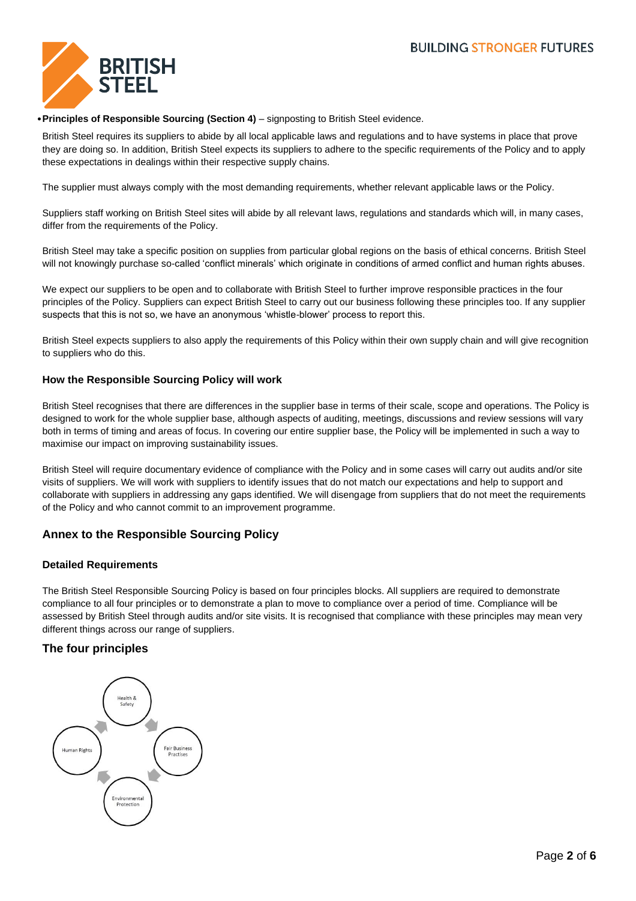- **Principles of Responsible Sourcing (Section 4)** – signposting to British Steel evidence.

British Steel requires its suppliers to abide by all local applicable laws and regulations and to have systems in place that prove they are doing so. In addition, British Steel expects its suppliers to adhere to the specific requirements of the Policy and to apply these expectations in dealings within their respective supply chains.

The supplier must always comply with the most demanding requirements, whether relevant applicable laws or the Policy.

Suppliers staff working on British Steel sites will abide by all relevant laws, regulations and standards which will, in many cases, differ from the requirements of the Policy.

British Steel may take a specific position on supplies from particular global regions on the basis of ethical concerns. British Steel will not knowingly purchase so-called 'conflict minerals' which originate in conditions of armed conflict and human rights abuses.

We expect our suppliers to be open and to collaborate with British Steel to further improve responsible practices in the four principles of the Policy. Suppliers can expect British Steel to carry out our business following these principles too. If any supplier suspects that this is not so, we have an anonymous 'whistle-blower' process to report this.

British Steel expects suppliers to also apply the requirements of this Policy within their own supply chain and will give recognition to suppliers who do this.

### How the Responsible Sourcing Policy will work

British Steel recognises that there are differences in the supplier base in terms of their scale, scope and operations. The Policy is designed to work for the whole supplier base, although aspects of auditing, meetings, discussions and review sessions will vary both in terms of timing and areas of focus. In covering our entire supplier base, the Policy will be implemented in such a way to maximise our impact on improving sustainability issues.

British Steel will require documentary evidence of compliance with the Policy and in some cases will carry out audits and/or site visits of suppliers. We will work with suppliers to identify issues that do not match our expectations and help to support and collaborate with suppliers in addressing any gaps identified. We will disengage from suppliers that do not meet the requirements of the Policy and who cannot commit to an improvement programme.

## Annex to the Responsible Sourcing Policy

### Detailed Requirements

The British Steel Responsible Sourcing Policy is based on four principles blocks. All suppliers are required to demonstrate compliance to all four principles or to demonstrate a plan to move to compliance over a period of time. Compliance will be assessed by British Steel through audits and/or site visits. It is recognised that compliance with these principles may mean very different things across our range of suppliers.

## The four principles

Health & Safety

Fair Business Practises

Environmental Protection

Human Rights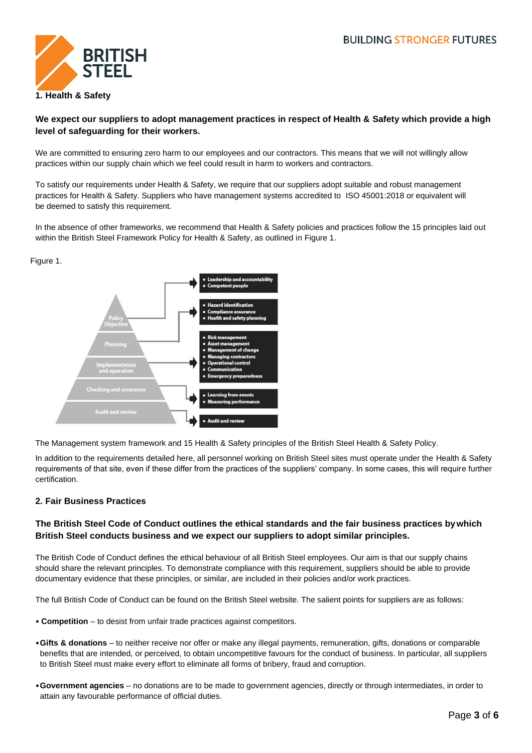## 1. Health & Safety

**We expect our suppliers to adopt management practices in respect of Health & Safety which provide a high level of safeguarding for their workers.**

We are committed to ensuring zero harm to our employees and our contractors. This means that we will not willingly allow practices within our supply chain which we feel could result in harm to workers and contractors.

To satisfy our requirements under Health & Safety, we require that our suppliers adopt suitable and robust management practices for Health & Safety. Suppliers who have management systems accredited to ISO 45001:2018 or equivalent will be deemed to satisfy this requirement.

In the absence of other frameworks, we recommend that Health & Safety policies and practices follow the 15 principles laid out within the British Steel Framework Policy for Health & Safety, as outlined in Figure 1.

Figure 1.

| Pyramid level | Principles |
|---|---|
| Policy Objective | • Leadership and accountability<br>• Competent people |
| Planning | • Hazard identification<br>• Compliance assurance<br>• Health and safety planning |
| Implementation and operation | • Risk management<br>• Asset management<br>• Management of change<br>• Managing contractors<br>• Operational control<br>• Communication<br>• Emergency preparedness |
| Checking and assurance | • Learning from events<br>• Measuring performance |
| Audit and review | • Audit and review |

The Management system framework and 15 Health & Safety principles of the British Steel Health & Safety Policy.

In addition to the requirements detailed here, all personnel working on British Steel sites must operate under the Health & Safety requirements of that site, even if these differ from the practices of the suppliers' company. In some cases, this will require further certification.

## 2. Fair Business Practices

**The British Steel Code of Conduct outlines the ethical standards and the fair business practices by which British Steel conducts business and we expect our suppliers to adopt similar principles.**

The British Code of Conduct defines the ethical behaviour of all British Steel employees. Our aim is that our supply chains should share the relevant principles. To demonstrate compliance with this requirement, suppliers should be able to provide documentary evidence that these principles, or similar, are included in their policies and/or work practices.

The full British Code of Conduct can be found on the British Steel website. The salient points for suppliers are as follows:

- **Competition** – to desist from unfair trade practices against competitors.
- **Gifts & donations** – to neither receive nor offer or make any illegal payments, remuneration, gifts, donations or comparable benefits that are intended, or perceived, to obtain uncompetitive favours for the conduct of business. In particular, all suppliers to British Steel must make every effort to eliminate all forms of bribery, fraud and corruption.
- **Government agencies** – no donations are to be made to government agencies, directly or through intermediates, in order to attain any favourable performance of official duties.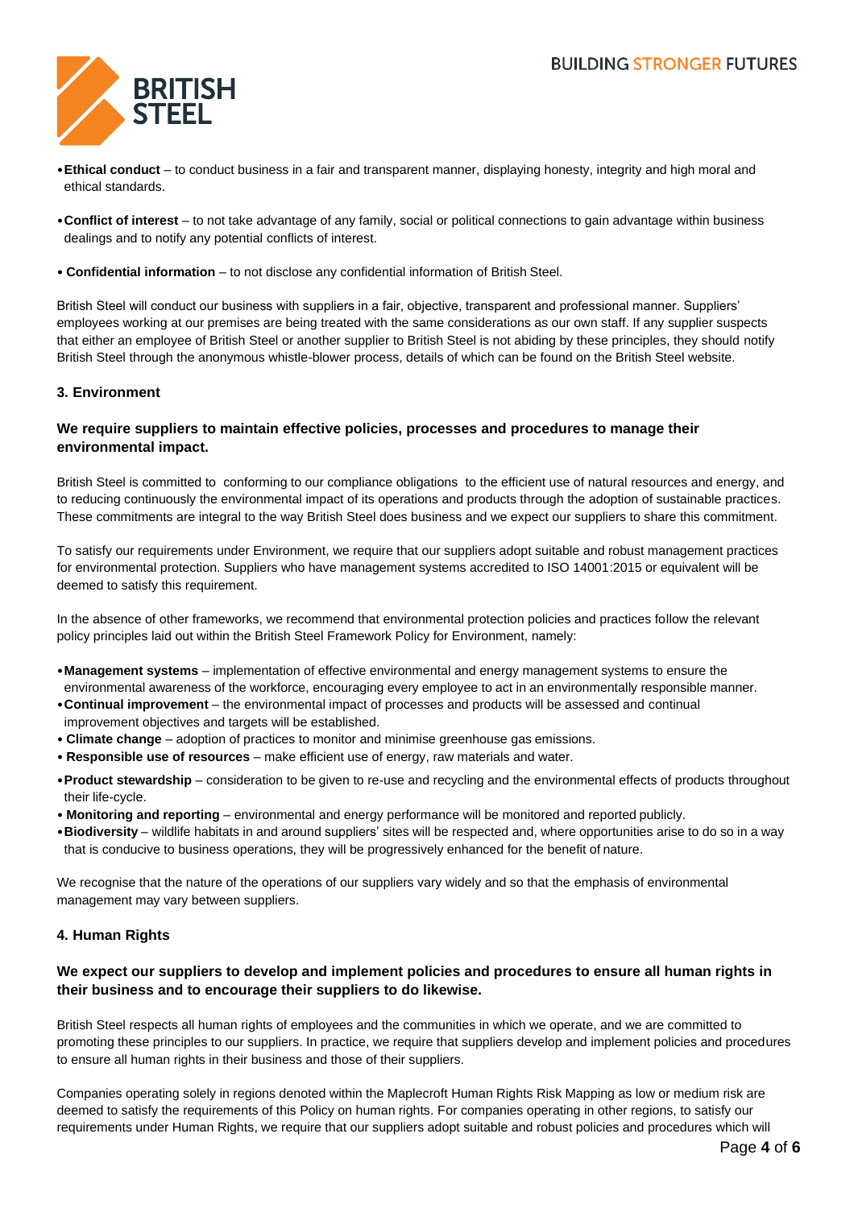- **Ethical conduct** – to conduct business in a fair and transparent manner, displaying honesty, integrity and high moral and ethical standards.
- **Conflict of interest** – to not take advantage of any family, social or political connections to gain advantage within business dealings and to notify any potential conflicts of interest.
- **Confidential information** – to not disclose any confidential information of British Steel.

British Steel will conduct our business with suppliers in a fair, objective, transparent and professional manner. Suppliers' employees working at our premises are being treated with the same considerations as our own staff. If any supplier suspects that either an employee of British Steel or another supplier to British Steel is not abiding by these principles, they should notify British Steel through the anonymous whistle-blower process, details of which can be found on the British Steel website.

### 3. Environment

**We require suppliers to maintain effective policies, processes and procedures to manage their environmental impact.**

British Steel is committed to conforming to our compliance obligations to the efficient use of natural resources and energy, and to reducing continuously the environmental impact of its operations and products through the adoption of sustainable practices. These commitments are integral to the way British Steel does business and we expect our suppliers to share this commitment.

To satisfy our requirements under Environment, we require that our suppliers adopt suitable and robust management practices for environmental protection. Suppliers who have management systems accredited to ISO 14001:2015 or equivalent will be deemed to satisfy this requirement.

In the absence of other frameworks, we recommend that environmental protection policies and practices follow the relevant policy principles laid out within the British Steel Framework Policy for Environment, namely:

- **Management systems** – implementation of effective environmental and energy management systems to ensure the environmental awareness of the workforce, encouraging every employee to act in an environmentally responsible manner.
- **Continual improvement** – the environmental impact of processes and products will be assessed and continual improvement objectives and targets will be established.
- **Climate change** – adoption of practices to monitor and minimise greenhouse gas emissions.
- **Responsible use of resources** – make efficient use of energy, raw materials and water.
- **Product stewardship** – consideration to be given to re-use and recycling and the environmental effects of products throughout their life-cycle.
- **Monitoring and reporting** – environmental and energy performance will be monitored and reported publicly.
- **Biodiversity** – wildlife habitats in and around suppliers' sites will be respected and, where opportunities arise to do so in a way that is conducive to business operations, they will be progressively enhanced for the benefit of nature.

We recognise that the nature of the operations of our suppliers vary widely and so that the emphasis of environmental management may vary between suppliers.

### 4. Human Rights

**We expect our suppliers to develop and implement policies and procedures to ensure all human rights in their business and to encourage their suppliers to do likewise.**

British Steel respects all human rights of employees and the communities in which we operate, and we are committed to promoting these principles to our suppliers. In practice, we require that suppliers develop and implement policies and procedures to ensure all human rights in their business and those of their suppliers.

Companies operating solely in regions denoted within the Maplecroft Human Rights Risk Mapping as low or medium risk are deemed to satisfy the requirements of this Policy on human rights. For companies operating in other regions, to satisfy our requirements under Human Rights, we require that our suppliers adopt suitable and robust policies and procedures which will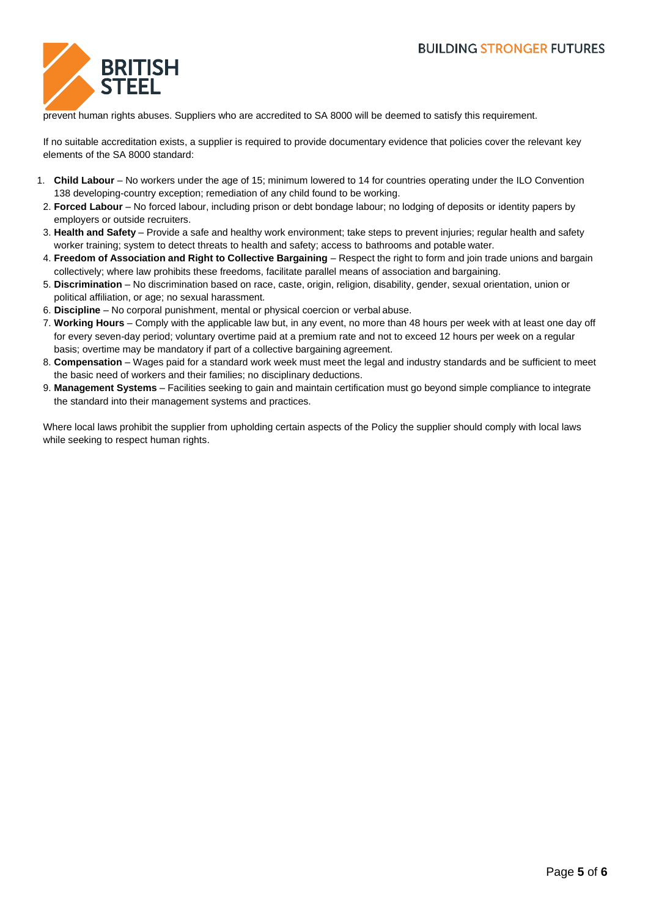prevent human rights abuses. Suppliers who are accredited to SA 8000 will be deemed to satisfy this requirement.

If no suitable accreditation exists, a supplier is required to provide documentary evidence that policies cover the relevant key elements of the SA 8000 standard:

1. **Child Labour** – No workers under the age of 15; minimum lowered to 14 for countries operating under the ILO Convention 138 developing-country exception; remediation of any child found to be working.
2. **Forced Labour** – No forced labour, including prison or debt bondage labour; no lodging of deposits or identity papers by employers or outside recruiters.
3. **Health and Safety** – Provide a safe and healthy work environment; take steps to prevent injuries; regular health and safety worker training; system to detect threats to health and safety; access to bathrooms and potable water.
4. **Freedom of Association and Right to Collective Bargaining** – Respect the right to form and join trade unions and bargain collectively; where law prohibits these freedoms, facilitate parallel means of association and bargaining.
5. **Discrimination** – No discrimination based on race, caste, origin, religion, disability, gender, sexual orientation, union or political affiliation, or age; no sexual harassment.
6. **Discipline** – No corporal punishment, mental or physical coercion or verbal abuse.
7. **Working Hours** – Comply with the applicable law but, in any event, no more than 48 hours per week with at least one day off for every seven-day period; voluntary overtime paid at a premium rate and not to exceed 12 hours per week on a regular basis; overtime may be mandatory if part of a collective bargaining agreement.
8. **Compensation** – Wages paid for a standard work week must meet the legal and industry standards and be sufficient to meet the basic need of workers and their families; no disciplinary deductions.
9. **Management Systems** – Facilities seeking to gain and maintain certification must go beyond simple compliance to integrate the standard into their management systems and practices.

Where local laws prohibit the supplier from upholding certain aspects of the Policy the supplier should comply with local laws while seeking to respect human rights.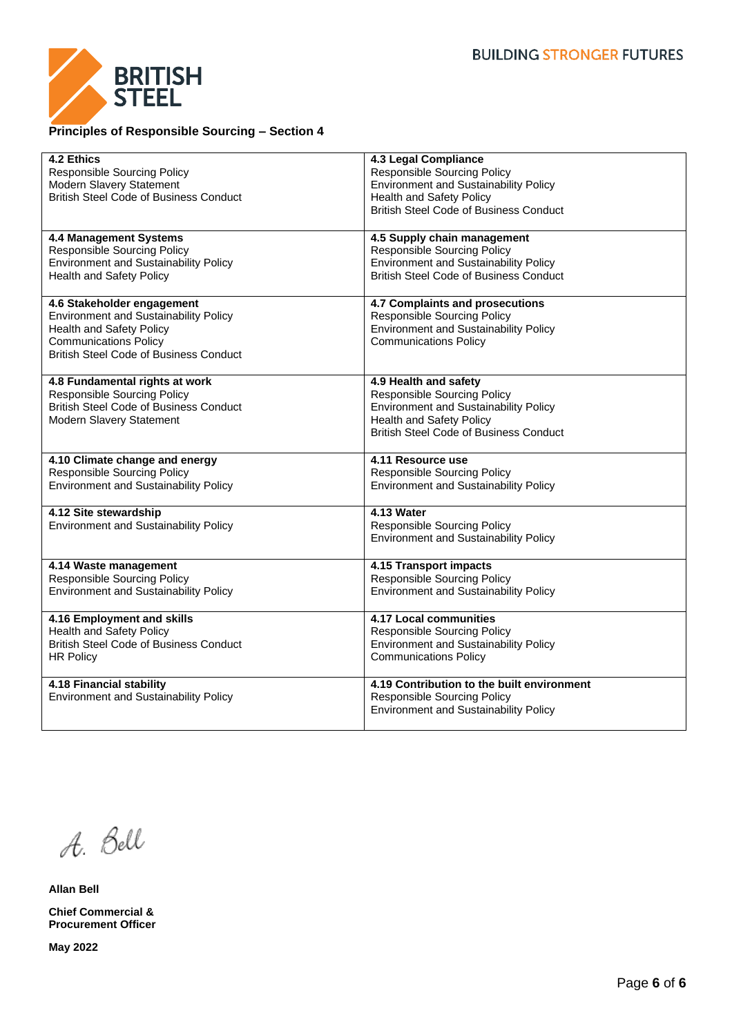## Principles of Responsible Sourcing – Section 4

| | |
|---|---|
| **4.2 Ethics**<br>Responsible Sourcing Policy<br>Modern Slavery Statement<br>British Steel Code of Business Conduct | **4.3 Legal Compliance**<br>Responsible Sourcing Policy<br>Environment and Sustainability Policy<br>Health and Safety Policy<br>British Steel Code of Business Conduct |
| **4.4 Management Systems**<br>Responsible Sourcing Policy<br>Environment and Sustainability Policy<br>Health and Safety Policy | **4.5 Supply chain management**<br>Responsible Sourcing Policy<br>Environment and Sustainability Policy<br>British Steel Code of Business Conduct |
| **4.6 Stakeholder engagement**<br>Environment and Sustainability Policy<br>Health and Safety Policy<br>Communications Policy<br>British Steel Code of Business Conduct | **4.7 Complaints and prosecutions**<br>Responsible Sourcing Policy<br>Environment and Sustainability Policy<br>Communications Policy |
| **4.8 Fundamental rights at work**<br>Responsible Sourcing Policy<br>British Steel Code of Business Conduct<br>Modern Slavery Statement | **4.9 Health and safety**<br>Responsible Sourcing Policy<br>Environment and Sustainability Policy<br>Health and Safety Policy<br>British Steel Code of Business Conduct |
| **4.10 Climate change and energy**<br>Responsible Sourcing Policy<br>Environment and Sustainability Policy | **4.11 Resource use**<br>Responsible Sourcing Policy<br>Environment and Sustainability Policy |
| **4.12 Site stewardship**<br>Environment and Sustainability Policy | **4.13 Water**<br>Responsible Sourcing Policy<br>Environment and Sustainability Policy |
| **4.14 Waste management**<br>Responsible Sourcing Policy<br>Environment and Sustainability Policy | **4.15 Transport impacts**<br>Responsible Sourcing Policy<br>Environment and Sustainability Policy |
| **4.16 Employment and skills**<br>Health and Safety Policy<br>British Steel Code of Business Conduct<br>HR Policy | **4.17 Local communities**<br>Responsible Sourcing Policy<br>Environment and Sustainability Policy<br>Communications Policy |
| **4.18 Financial stability**<br>Environment and Sustainability Policy | **4.19 Contribution to the built environment**<br>Responsible Sourcing Policy<br>Environment and Sustainability Policy |

A. Bell

**Allan Bell**

**Chief Commercial & Procurement Officer**

**May 2022**